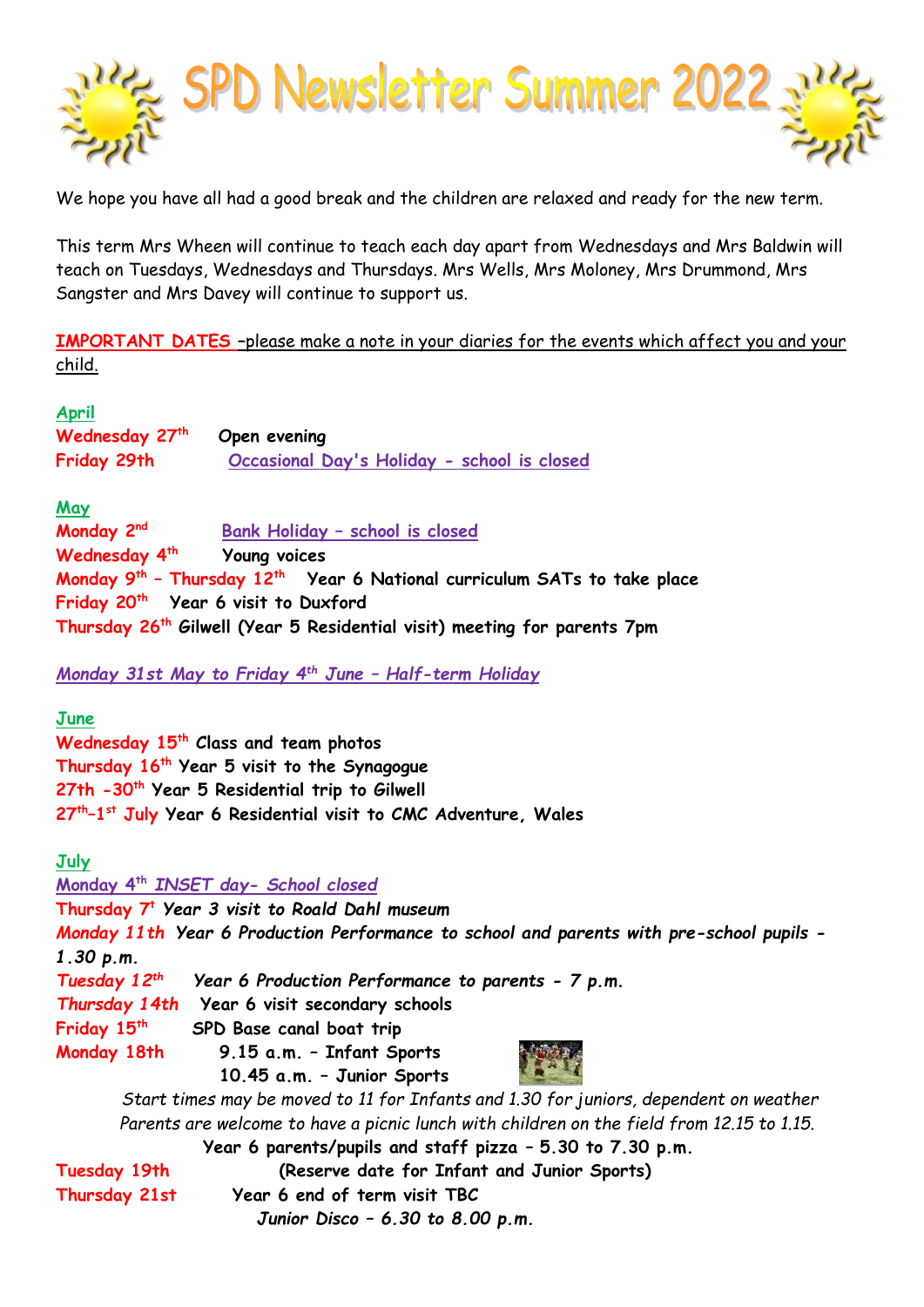# SPD Newsletter Summer 2022

We hope you have all had a good break and the children are relaxed and ready for the new term.

This term Mrs Wheen will continue to teach each day apart from Wednesdays and Mrs Baldwin will teach on Tuesdays, Wednesdays and Thursdays. Mrs Wells, Mrs Moloney, Mrs Drummond, Mrs Sangster and Mrs Davey will continue to support us.

**IMPORTANT DATES** –please make a note in your diaries for the events which affect you and your child.

**April**

**Wednesday 27th** **Open evening**
**Friday 29th** **Occasional Day's Holiday - school is closed**

**May**

**Monday 2nd** **Bank Holiday – school is closed**
**Wednesday 4th** **Young voices**
**Monday 9th – Thursday 12th** **Year 6 National curriculum SATs to take place**
**Friday 20th** **Year 6 visit to Duxford**
**Thursday 26th** **Gilwell (Year 5 Residential visit) meeting for parents 7pm**

***Monday 31st May to Friday 4th June – Half-term Holiday***

**June**

**Wednesday 15th** **Class and team photos**
**Thursday 16th** **Year 5 visit to the Synagogue**
**27th -30th** **Year 5 Residential trip to Gilwell**
**27th–1st July** **Year 6 Residential visit to CMC Adventure, Wales**

**July**

***Monday 4th INSET day- School closed***
**Thursday 7t** ***Year 3 visit to Roald Dahl museum***
***Monday 11th*** ***Year 6 Production Performance to school and parents with pre-school pupils - 1.30 p.m.***
***Tuesday 12th*** ***Year 6 Production Performance to parents - 7 p.m.***
***Thursday 14th*** **Year 6 visit secondary schools**
**Friday 15th** **SPD Base canal boat trip**
**Monday 18th** **9.15 a.m. – Infant Sports**
**10.45 a.m. – Junior Sports**

*Start times may be moved to 11 for Infants and 1.30 for juniors, dependent on weather*
*Parents are welcome to have a picnic lunch with children on the field from 12.15 to 1.15.*

**Year 6 parents/pupils and staff pizza – 5.30 to 7.30 p.m.**

**Tuesday 19th** **(Reserve date for Infant and Junior Sports)**
**Thursday 21st** **Year 6 end of term visit TBC**
***Junior Disco – 6.30 to 8.00 p.m.***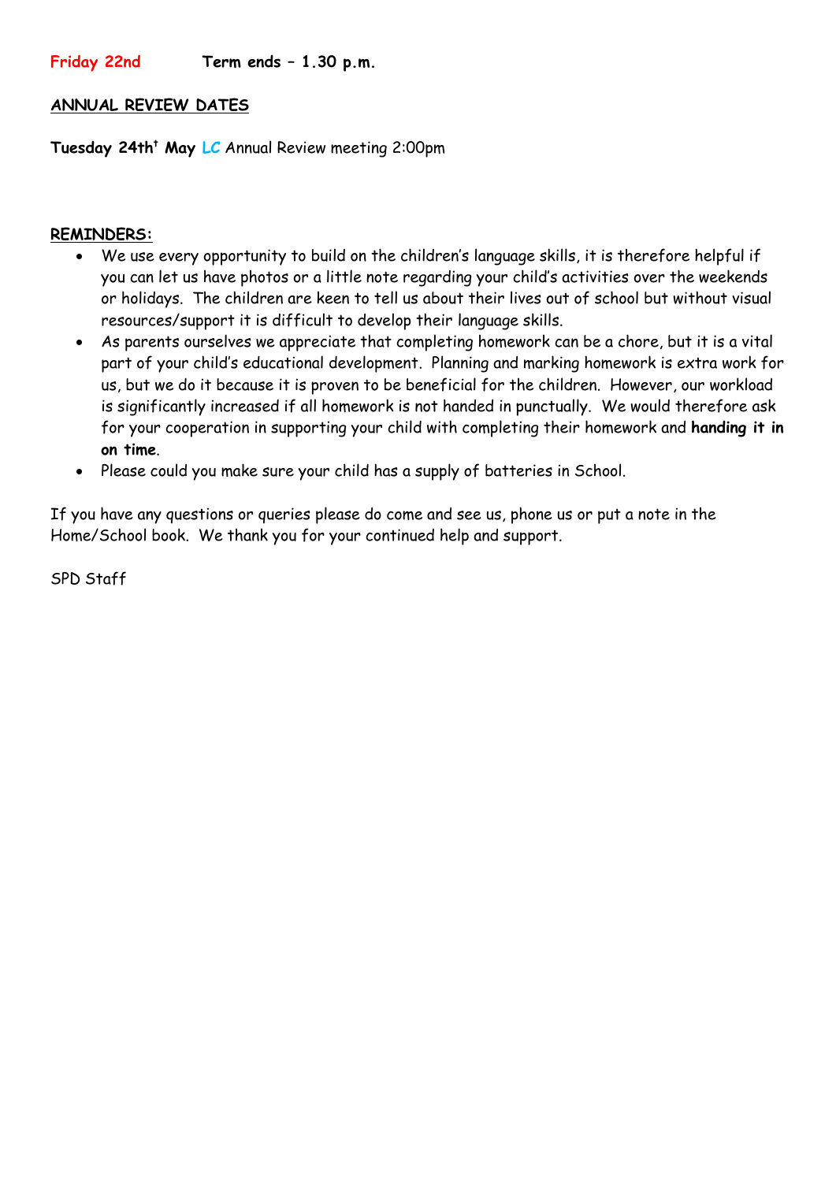**Friday 22nd** **Term ends – 1.30 p.m.**

**ANNUAL REVIEW DATES**

**Tuesday 24th† May** LC Annual Review meeting 2:00pm

**REMINDERS:**

- We use every opportunity to build on the children's language skills, it is therefore helpful if you can let us have photos or a little note regarding your child's activities over the weekends or holidays. The children are keen to tell us about their lives out of school but without visual resources/support it is difficult to develop their language skills.
- As parents ourselves we appreciate that completing homework can be a chore, but it is a vital part of your child's educational development. Planning and marking homework is extra work for us, but we do it because it is proven to be beneficial for the children. However, our workload is significantly increased if all homework is not handed in punctually. We would therefore ask for your cooperation in supporting your child with completing their homework and **handing it in on time**.
- Please could you make sure your child has a supply of batteries in School.

If you have any questions or queries please do come and see us, phone us or put a note in the Home/School book. We thank you for your continued help and support.

SPD Staff